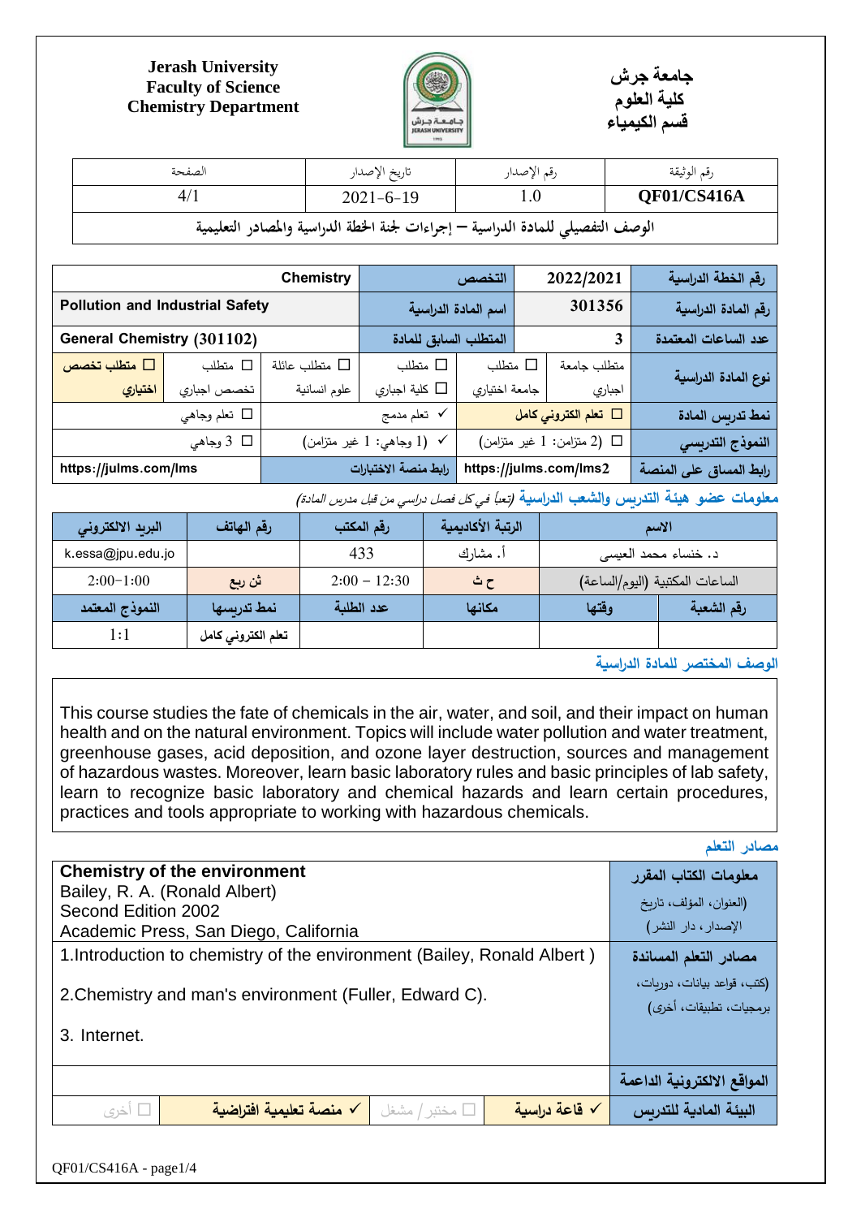Jerash University
Faculty of Science
Chemistry Department

جامعة جرش
كلية العلوم
قسم الكيمياء

| رقم الوثيقة | رقم الإصدار | تاريخ الإصدار | الصفحة |
|---|---|---|---|
| QF01/CS416A | 1.0 | 2021-6-19 | 4/1 |

**الوصف التفصيلي للمادة الدراسية – إجراءات لجنة الخطة الدراسية والمصادر التعليمية**

| رقم الخطة الدراسية | 2022/2021 | التخصص | Chemistry | | |
|---|---|---|---|---|---|
| رقم المادة الدراسية | 301356 | اسم المادة الدراسية | Pollution and Industrial Safety | | |
| عدد الساعات المعتمدة | 3 | المتطلب السابق للمادة | General Chemistry (301102) | | |
| نوع المادة الدراسية | متطلب جامعة اجباري | ☐ متطلب جامعة اختياري | ☐ متطلب كلية اجباري | ☐ متطلب عائلة علوم انسانية | ☐ متطلب تخصص اجباري | ☐ متطلب تخصص اختياري |
| نمط تدريس المادة | ☐ تعلم الكتروني كامل | ✓ تعلم مدمج | ☐ تعلم وجاهي | | |
| النموذج التدريسي | ☐ (2 متزامن: 1 غير متزامن) | ✓ (1 وجاهي: 1 غير متزامن) | ☐ 3 وجاهي | | |
| رابط المساق على المنصة | https://julms.com/lms2 | رابط منصة الاختبارات | https://julms.com/lms | | |

**معلومات عضو هيئة التدريس والشعب الدراسية** *(تعبأ في كل فصل دراسي من قبل مدرس المادة)*

| الاسم | | الرتبة الأكاديمية | رقم المكتب | رقم الهاتف | البريد الالكتروني |
|---|---|---|---|---|---|
| د. خنساء محمد العيسى | | أ. مشارك | 433 | | k.essa@jpu.edu.jo |
| الساعات المكتبية (اليوم/الساعة) | | ح ث | 2:00 – 12:30 | ن ث ربع | 2:00-1:00 |
| رقم الشعبة | وقتها | مكانها | عدد الطلبة | نمط تدريسها | النموذج المعتمد |
| | | | | تعلم الكتروني كامل | 1:1 |

**الوصف المختصر للمادة الدراسية**

This course studies the fate of chemicals in the air, water, and soil, and their impact on human health and on the natural environment. Topics will include water pollution and water treatment, greenhouse gases, acid deposition, and ozone layer destruction, sources and management of hazardous wastes. Moreover, learn basic laboratory rules and basic principles of lab safety, learn to recognize basic laboratory and chemical hazards and learn certain procedures, practices and tools appropriate to working with hazardous chemicals.

**مصادر التعلم**

| | |
|---|---|
| **معلومات الكتاب المقرر** (العنوان، المؤلف، تاريخ الإصدار، دار النشر) | **Chemistry of the environment**<br>Bailey, R. A. (Ronald Albert)<br>Second Edition 2002<br>Academic Press, San Diego, California |
| **مصادر التعلم المساندة** (كتب، قواعد بيانات، دوريات، برمجيات، تطبيقات، أخرى) | 1.Introduction to chemistry of the environment (Bailey, Ronald Albert )<br>2.Chemistry and man's environment (Fuller, Edward C).<br>3. Internet. |
| **المواقع الالكترونية الداعمة** | |
| **البيئة المادية للتدريس** | ✓ قاعة دراسية ☐ مختبر / مشغل ✓ منصة تعليمية افتراضية ☐ أخرى |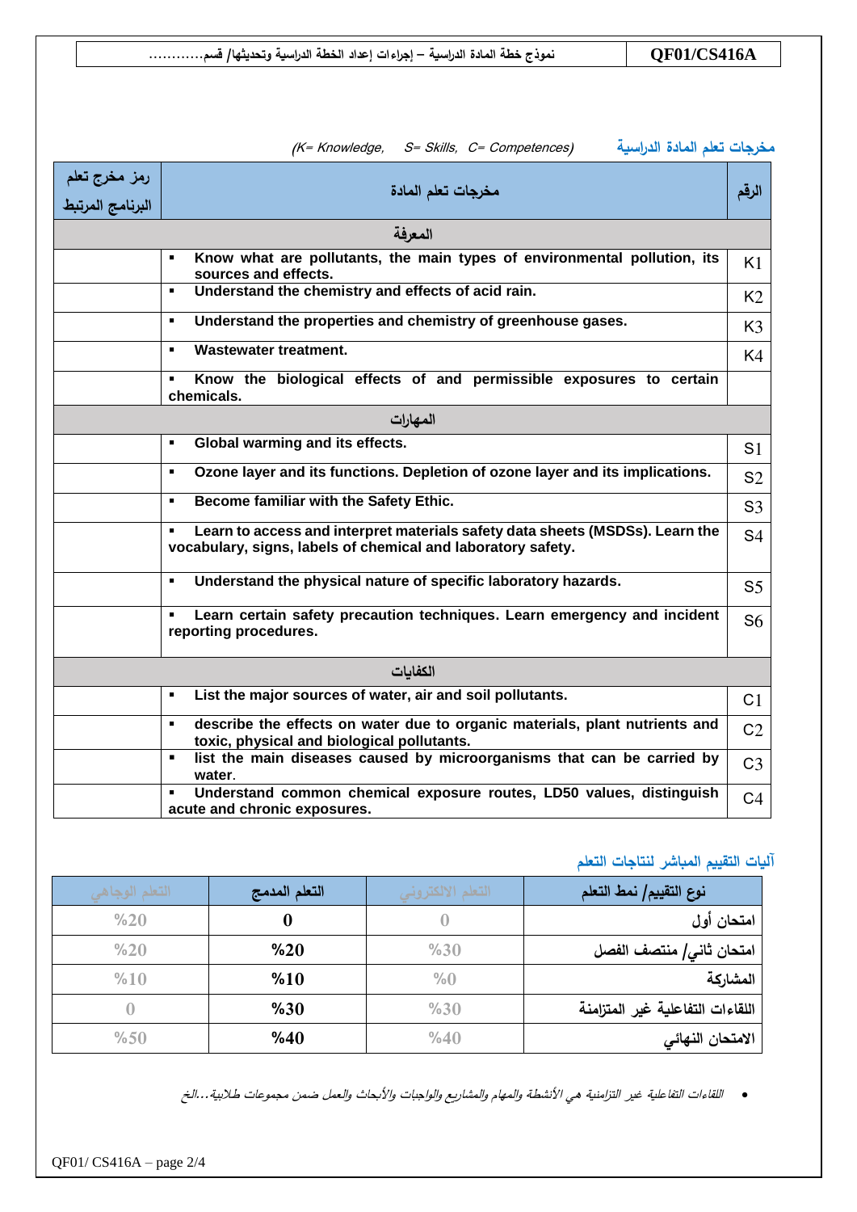## مخرجات تعلم المادة الدراسية

(K= Knowledge, S= Skills, C= Competences)

| الرقم | مخرجات تعلم المادة | رمز مخرج تعلم البرنامج المرتبط |
|---|---|---|
| **المعرفة** | | |
| K1 | ▪ **Know what are pollutants, the main types of environmental pollution, its sources and effects.** | |
| K2 | ▪ **Understand the chemistry and effects of acid rain.** | |
| K3 | ▪ **Understand the properties and chemistry of greenhouse gases.** | |
| K4 | ▪ **Wastewater treatment.** | |
| | ▪ **Know the biological effects of and permissible exposures to certain chemicals.** | |
| **المهارات** | | |
| S1 | ▪ **Global warming and its effects.** | |
| S2 | ▪ **Ozone layer and its functions. Depletion of ozone layer and its implications.** | |
| S3 | ▪ **Become familiar with the Safety Ethic.** | |
| S4 | ▪ **Learn to access and interpret materials safety data sheets (MSDSs). Learn the vocabulary, signs, labels of chemical and laboratory safety.** | |
| S5 | ▪ **Understand the physical nature of specific laboratory hazards.** | |
| S6 | ▪ **Learn certain safety precaution techniques. Learn emergency and incident reporting procedures.** | |
| **الكفايات** | | |
| C1 | ▪ **List the major sources of water, air and soil pollutants.** | |
| C2 | ▪ **describe the effects on water due to organic materials, plant nutrients and toxic, physical and biological pollutants.** | |
| C3 | ▪ **list the main diseases caused by microorganisms that can be carried by water.** | |
| C4 | ▪ **Understand common chemical exposure routes, LD50 values, distinguish acute and chronic exposures.** | |

## آليات التقييم المباشر لنتاجات التعلم

| نوع التقييم/ نمط التعلم | التعلم الالكتروني | التعلم المدمج | التعلم الوجاهي |
|---|---|---|---|
| امتحان أول | 0 | **0** | %20 |
| امتحان ثاني/ منتصف الفصل | %30 | **%20** | %20 |
| المشاركة | %0 | **%10** | %10 |
| اللقاءات التفاعلية غير المتزامنة | %30 | **%30** | 0 |
| الامتحان النهائي | %40 | **%40** | %50 |

- *اللقاءات التفاعلية غير التزامنية هي الأنشطة والمهام والمشاريع والواجبات والأبحاث والعمل ضمن مجموعات طلابية...الخ*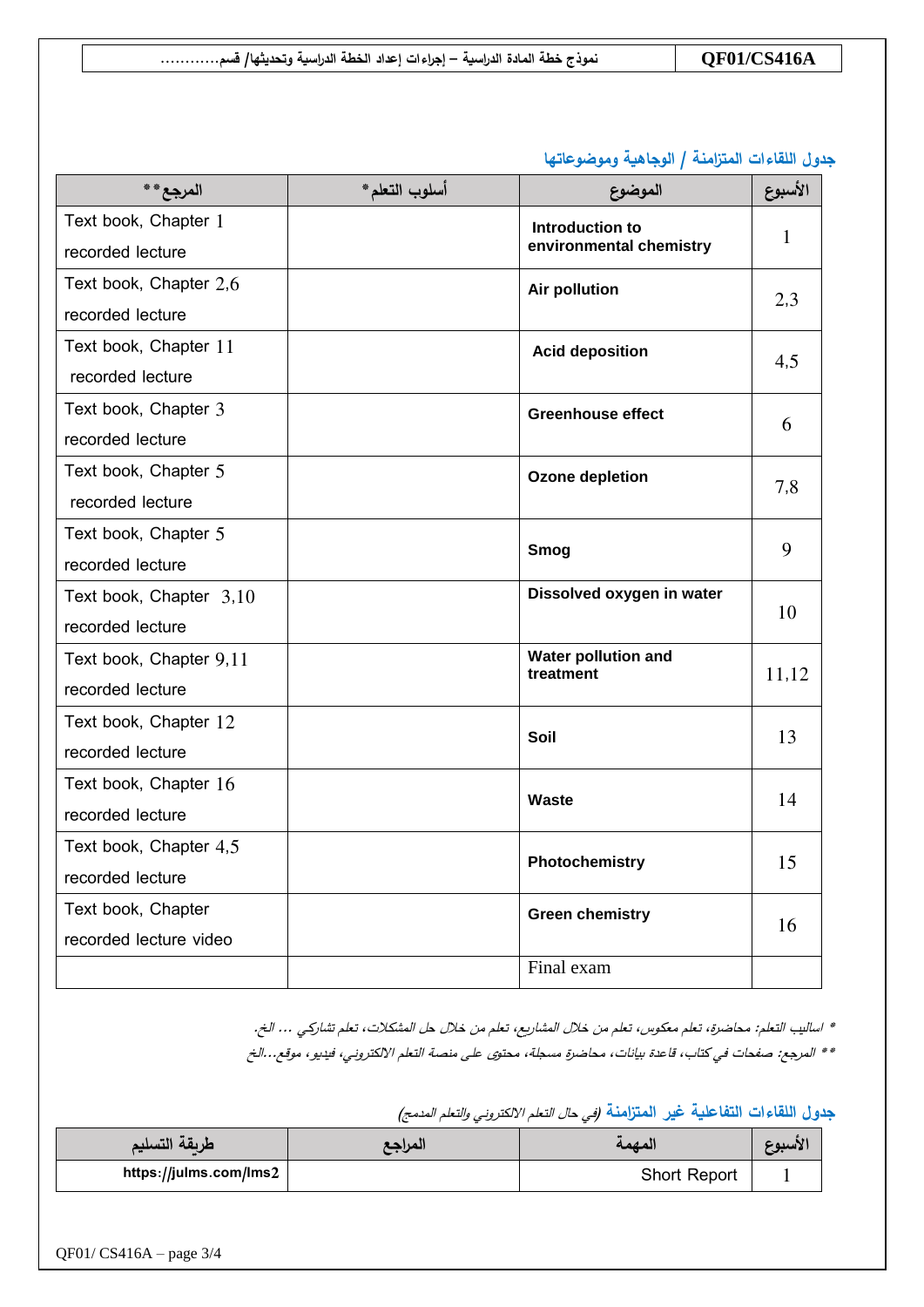## جدول اللقاءات المتزامنة / الوجاهية وموضوعاتها

| الأسبوع | الموضوع | أسلوب التعلم* | المرجع** |
|---|---|---|---|
| 1 | **Introduction to environmental chemistry** | | Text book, Chapter 1<br>recorded lecture |
| 2,3 | **Air pollution** | | Text book, Chapter 2,6<br>recorded lecture |
| 4,5 | **Acid deposition** | | Text book, Chapter 11<br>recorded lecture |
| 6 | **Greenhouse effect** | | Text book, Chapter 3<br>recorded lecture |
| 7,8 | **Ozone depletion** | | Text book, Chapter 5<br>recorded lecture |
| 9 | **Smog** | | Text book, Chapter 5<br>recorded lecture |
| 10 | **Dissolved oxygen in water** | | Text book, Chapter 3,10<br>recorded lecture |
| 11,12 | **Water pollution and treatment** | | Text book, Chapter 9,11<br>recorded lecture |
| 13 | **Soil** | | Text book, Chapter 12<br>recorded lecture |
| 14 | **Waste** | | Text book, Chapter 16<br>recorded lecture |
| 15 | **Photochemistry** | | Text book, Chapter 4,5<br>recorded lecture |
| 16 | **Green chemistry** | | Text book, Chapter<br>recorded lecture video |
| | Final exam | | |

*\* اساليب التعلم: محاضرة، تعلم معكوس، تعلم من خلال المشاريع، تعلم من خلال حل المشكلات، تعلم تشاركي ... الخ.*

*\*\* المرجع: صفحات في كتاب، قاعدة بيانات، محاضرة مسجلة، محتوى على منصة التعلم الالكتروني، فيديو، موقع...الخ*

## جدول اللقاءات التفاعلية غير المتزامنة *(في حال التعلم الالكتروني والتعلم المدمج)*

| الأسبوع | المهمة | المراجع | طريقة التسليم |
|---|---|---|---|
| 1 | Short Report | | **https://julms.com/lms2** |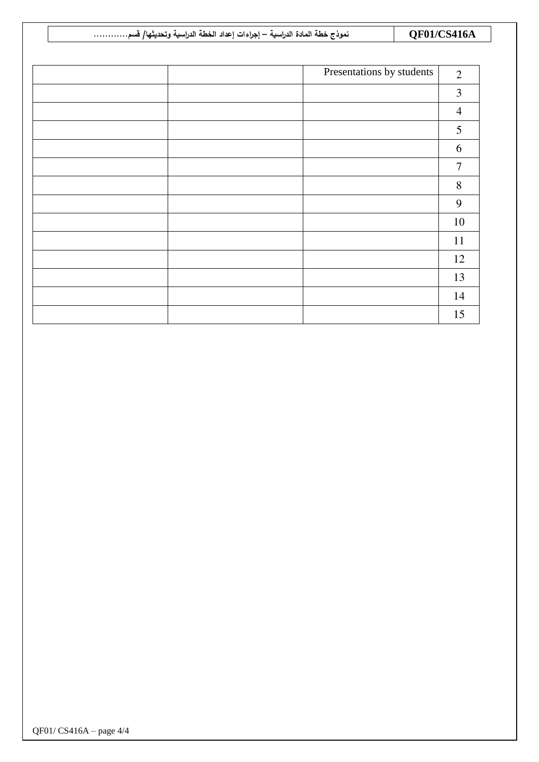| | | | |
|---|---|---|---|
| | | Presentations by students | 2 |
| | | | 3 |
| | | | 4 |
| | | | 5 |
| | | | 6 |
| | | | 7 |
| | | | 8 |
| | | | 9 |
| | | | 10 |
| | | | 11 |
| | | | 12 |
| | | | 13 |
| | | | 14 |
| | | | 15 |